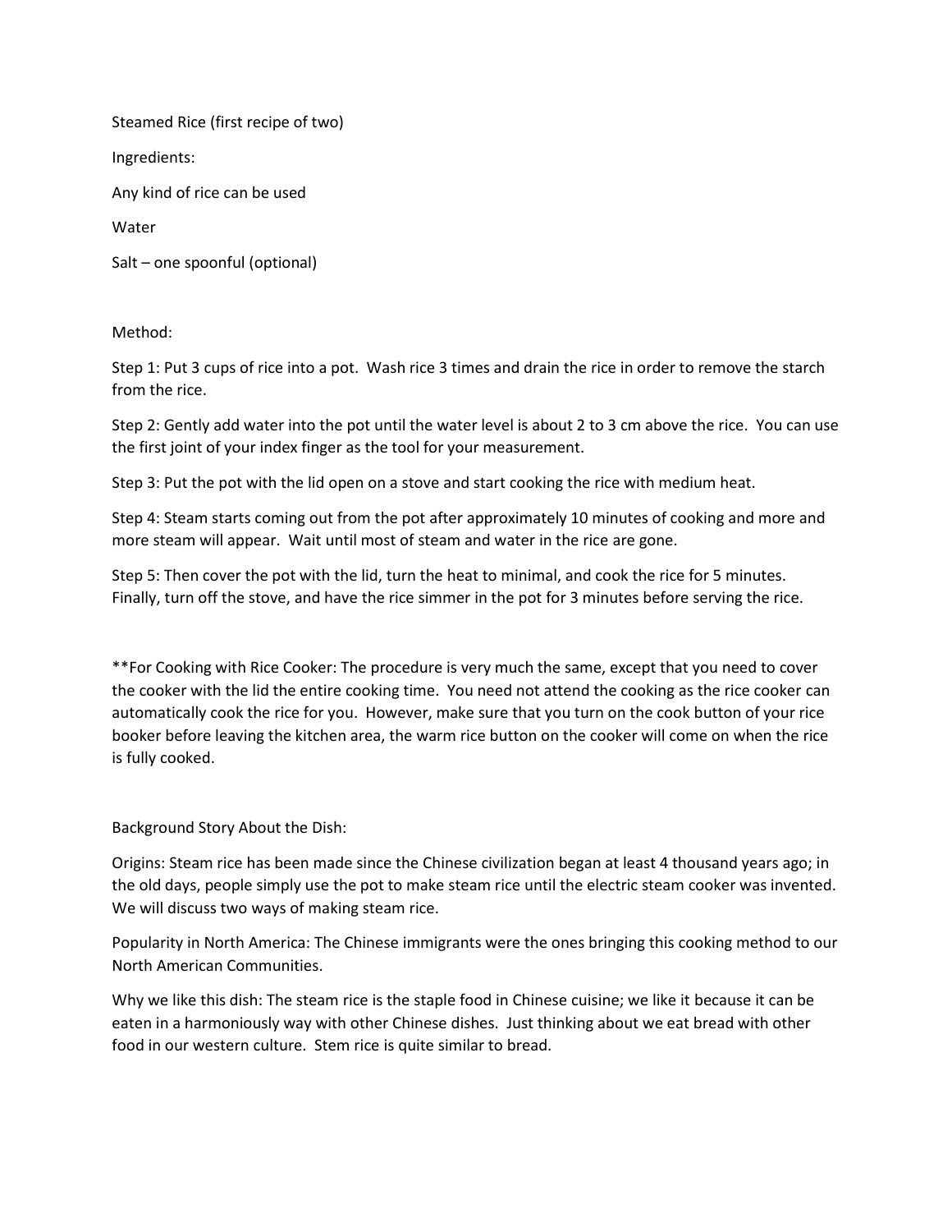Steamed Rice (first recipe of two)

Ingredients:

Any kind of rice can be used

Water

Salt – one spoonful (optional)

Method:

Step 1: Put 3 cups of rice into a pot. Wash rice 3 times and drain the rice in order to remove the starch from the rice.

Step 2: Gently add water into the pot until the water level is about 2 to 3 cm above the rice. You can use the first joint of your index finger as the tool for your measurement.

Step 3: Put the pot with the lid open on a stove and start cooking the rice with medium heat.

Step 4: Steam starts coming out from the pot after approximately 10 minutes of cooking and more and more steam will appear. Wait until most of steam and water in the rice are gone.

Step 5: Then cover the pot with the lid, turn the heat to minimal, and cook the rice for 5 minutes. Finally, turn off the stove, and have the rice simmer in the pot for 3 minutes before serving the rice.

**For Cooking with Rice Cooker: The procedure is very much the same, except that you need to cover the cooker with the lid the entire cooking time. You need not attend the cooking as the rice cooker can automatically cook the rice for you. However, make sure that you turn on the cook button of your rice booker before leaving the kitchen area, the warm rice button on the cooker will come on when the rice is fully cooked.

Background Story About the Dish:

Origins: Steam rice has been made since the Chinese civilization began at least 4 thousand years ago; in the old days, people simply use the pot to make steam rice until the electric steam cooker was invented. We will discuss two ways of making steam rice.

Popularity in North America: The Chinese immigrants were the ones bringing this cooking method to our North American Communities.

Why we like this dish: The steam rice is the staple food in Chinese cuisine; we like it because it can be eaten in a harmoniously way with other Chinese dishes. Just thinking about we eat bread with other food in our western culture. Stem rice is quite similar to bread.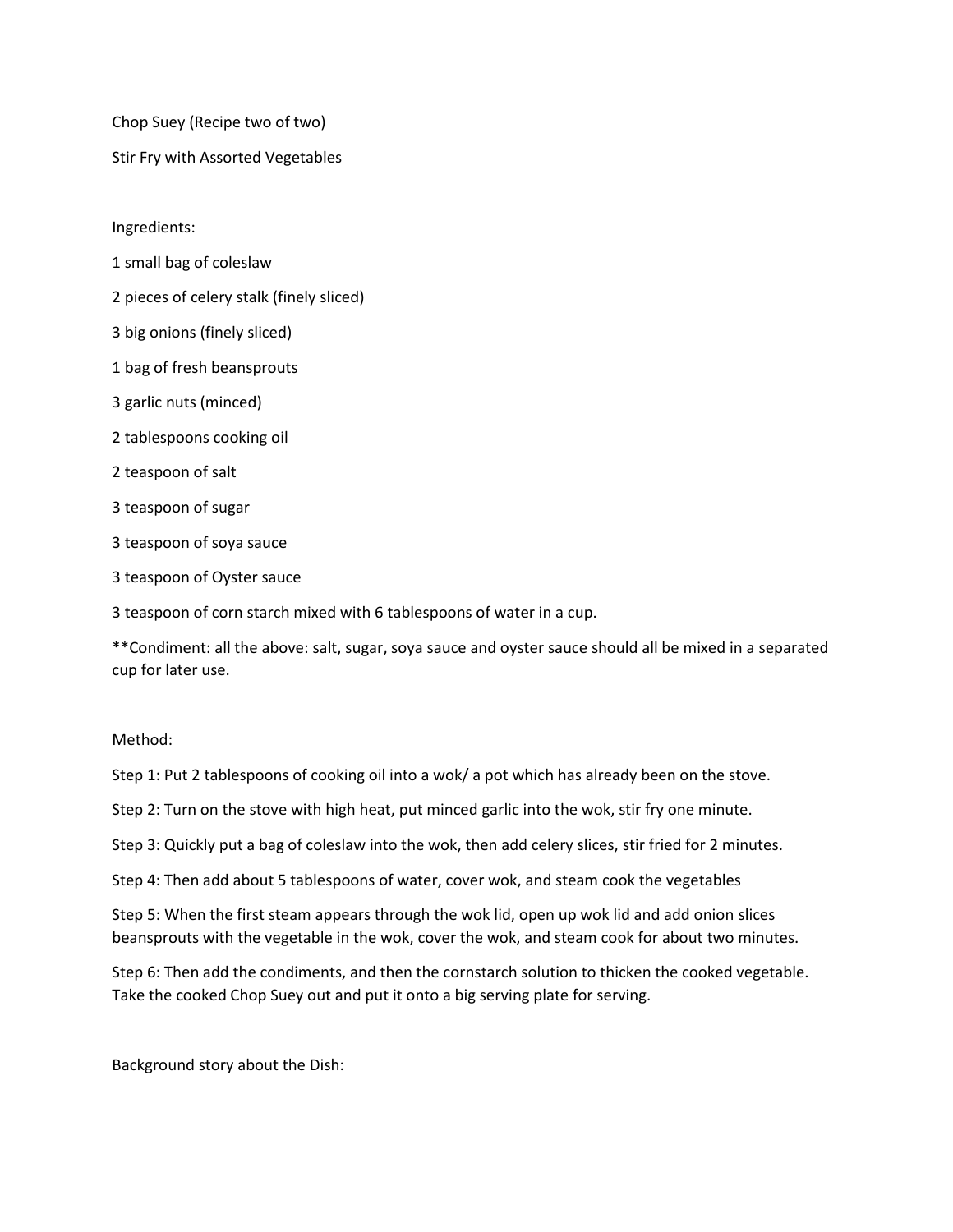Chop Suey (Recipe two of two)

Stir Fry with Assorted Vegetables

Ingredients:

1 small bag of coleslaw

2 pieces of celery stalk (finely sliced)

3 big onions (finely sliced)

1 bag of fresh beansprouts

3 garlic nuts (minced)

2 tablespoons cooking oil

2 teaspoon of salt

3 teaspoon of sugar

3 teaspoon of soya sauce

3 teaspoon of Oyster sauce

3 teaspoon of corn starch mixed with 6 tablespoons of water in a cup.

**Condiment: all the above: salt, sugar, soya sauce and oyster sauce should all be mixed in a separated cup for later use.

Method:

Step 1: Put 2 tablespoons of cooking oil into a wok/ a pot which has already been on the stove.

Step 2: Turn on the stove with high heat, put minced garlic into the wok, stir fry one minute.

Step 3: Quickly put a bag of coleslaw into the wok, then add celery slices, stir fried for 2 minutes.

Step 4: Then add about 5 tablespoons of water, cover wok, and steam cook the vegetables

Step 5: When the first steam appears through the wok lid, open up wok lid and add onion slices beansprouts with the vegetable in the wok, cover the wok, and steam cook for about two minutes.

Step 6: Then add the condiments, and then the cornstarch solution to thicken the cooked vegetable. Take the cooked Chop Suey out and put it onto a big serving plate for serving.

Background story about the Dish: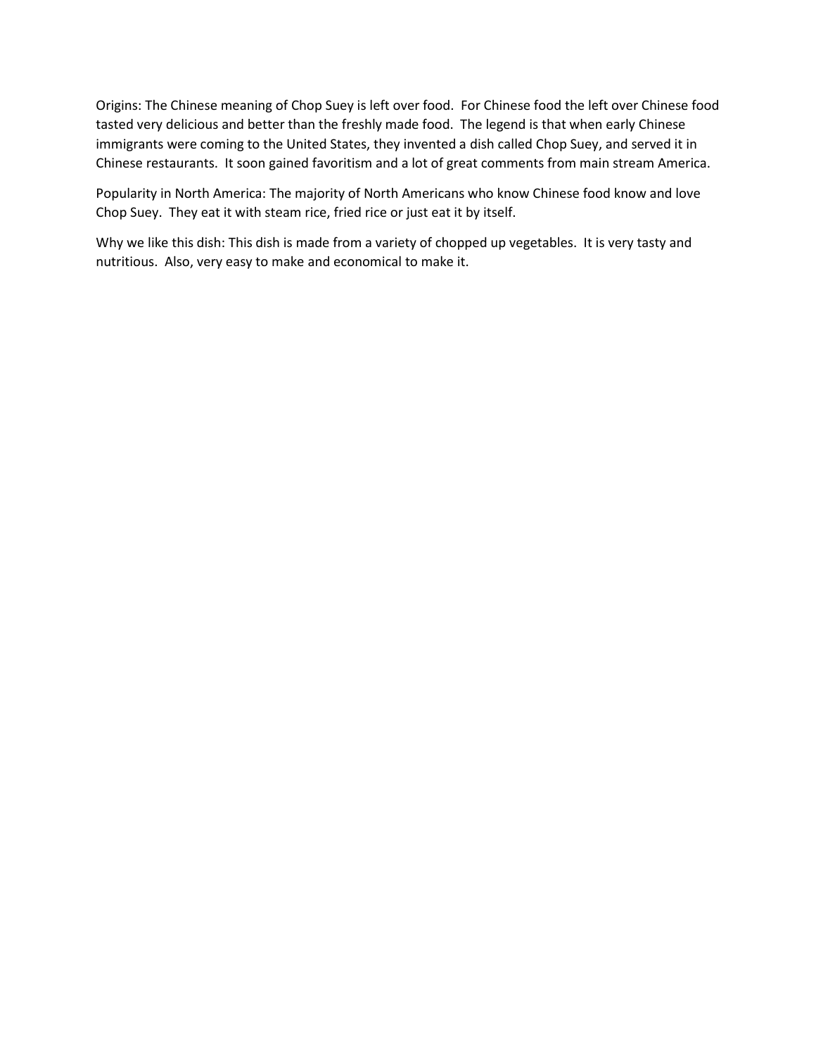Origins: The Chinese meaning of Chop Suey is left over food. For Chinese food the left over Chinese food tasted very delicious and better than the freshly made food. The legend is that when early Chinese immigrants were coming to the United States, they invented a dish called Chop Suey, and served it in Chinese restaurants. It soon gained favoritism and a lot of great comments from main stream America.

Popularity in North America: The majority of North Americans who know Chinese food know and love Chop Suey. They eat it with steam rice, fried rice or just eat it by itself.

Why we like this dish: This dish is made from a variety of chopped up vegetables. It is very tasty and nutritious. Also, very easy to make and economical to make it.